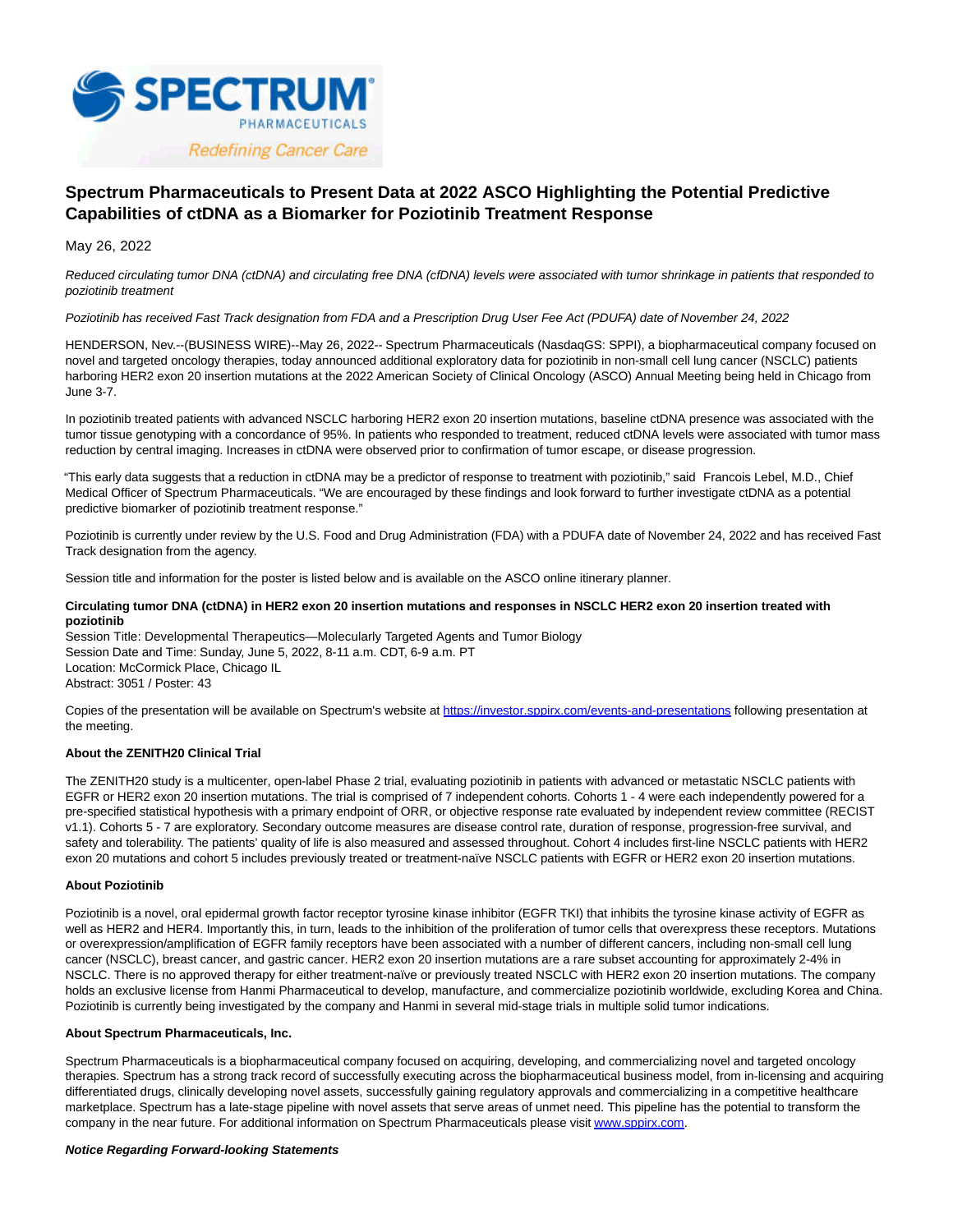# Spectrum Pharmaceuticals to Present Data at 2022 ASCO Highlighting the Potential Predictive Capabilities of ctDNA as a Biomarker for Poziotinib Treatment Response

May 26, 2022

*Reduced circulating tumor DNA (ctDNA) and circulating free DNA (cfDNA) levels were associated with tumor shrinkage in patients that responded to poziotinib treatment*

*Poziotinib has received Fast Track designation from FDA and a Prescription Drug User Fee Act (PDUFA) date of November 24, 2022*

HENDERSON, Nev.--(BUSINESS WIRE)--May 26, 2022-- Spectrum Pharmaceuticals (NasdaqGS: SPPI), a biopharmaceutical company focused on novel and targeted oncology therapies, today announced additional exploratory data for poziotinib in non-small cell lung cancer (NSCLC) patients harboring HER2 exon 20 insertion mutations at the 2022 American Society of Clinical Oncology (ASCO) Annual Meeting being held in Chicago from June 3-7.

In poziotinib treated patients with advanced NSCLC harboring HER2 exon 20 insertion mutations, baseline ctDNA presence was associated with the tumor tissue genotyping with a concordance of 95%. In patients who responded to treatment, reduced ctDNA levels were associated with tumor mass reduction by central imaging. Increases in ctDNA were observed prior to confirmation of tumor escape, or disease progression.

"This early data suggests that a reduction in ctDNA may be a predictor of response to treatment with poziotinib," said Francois Lebel, M.D., Chief Medical Officer of Spectrum Pharmaceuticals. "We are encouraged by these findings and look forward to further investigate ctDNA as a potential predictive biomarker of poziotinib treatment response."

Poziotinib is currently under review by the U.S. Food and Drug Administration (FDA) with a PDUFA date of November 24, 2022 and has received Fast Track designation from the agency.

Session title and information for the poster is listed below and is available on the ASCO online itinerary planner.

**Circulating tumor DNA (ctDNA) in HER2 exon 20 insertion mutations and responses in NSCLC HER2 exon 20 insertion treated with poziotinib**
Session Title: Developmental Therapeutics—Molecularly Targeted Agents and Tumor Biology
Session Date and Time: Sunday, June 5, 2022, 8-11 a.m. CDT, 6-9 a.m. PT
Location: McCormick Place, Chicago IL
Abstract: 3051 / Poster: 43

Copies of the presentation will be available on Spectrum's website at https://investor.sppirx.com/events-and-presentations following presentation at the meeting.

**About the ZENITH20 Clinical Trial**

The ZENITH20 study is a multicenter, open-label Phase 2 trial, evaluating poziotinib in patients with advanced or metastatic NSCLC patients with EGFR or HER2 exon 20 insertion mutations. The trial is comprised of 7 independent cohorts. Cohorts 1 - 4 were each independently powered for a pre-specified statistical hypothesis with a primary endpoint of ORR, or objective response rate evaluated by independent review committee (RECIST v1.1). Cohorts 5 - 7 are exploratory. Secondary outcome measures are disease control rate, duration of response, progression-free survival, and safety and tolerability. The patients' quality of life is also measured and assessed throughout. Cohort 4 includes first-line NSCLC patients with HER2 exon 20 mutations and cohort 5 includes previously treated or treatment-naïve NSCLC patients with EGFR or HER2 exon 20 insertion mutations.

**About Poziotinib**

Poziotinib is a novel, oral epidermal growth factor receptor tyrosine kinase inhibitor (EGFR TKI) that inhibits the tyrosine kinase activity of EGFR as well as HER2 and HER4. Importantly this, in turn, leads to the inhibition of the proliferation of tumor cells that overexpress these receptors. Mutations or overexpression/amplification of EGFR family receptors have been associated with a number of different cancers, including non-small cell lung cancer (NSCLC), breast cancer, and gastric cancer. HER2 exon 20 insertion mutations are a rare subset accounting for approximately 2-4% in NSCLC. There is no approved therapy for either treatment-naïve or previously treated NSCLC with HER2 exon 20 insertion mutations. The company holds an exclusive license from Hanmi Pharmaceutical to develop, manufacture, and commercialize poziotinib worldwide, excluding Korea and China. Poziotinib is currently being investigated by the company and Hanmi in several mid-stage trials in multiple solid tumor indications.

**About Spectrum Pharmaceuticals, Inc.**

Spectrum Pharmaceuticals is a biopharmaceutical company focused on acquiring, developing, and commercializing novel and targeted oncology therapies. Spectrum has a strong track record of successfully executing across the biopharmaceutical business model, from in-licensing and acquiring differentiated drugs, clinically developing novel assets, successfully gaining regulatory approvals and commercializing in a competitive healthcare marketplace. Spectrum has a late-stage pipeline with novel assets that serve areas of unmet need. This pipeline has the potential to transform the company in the near future. For additional information on Spectrum Pharmaceuticals please visit www.sppirx.com.

***Notice Regarding Forward-looking Statements***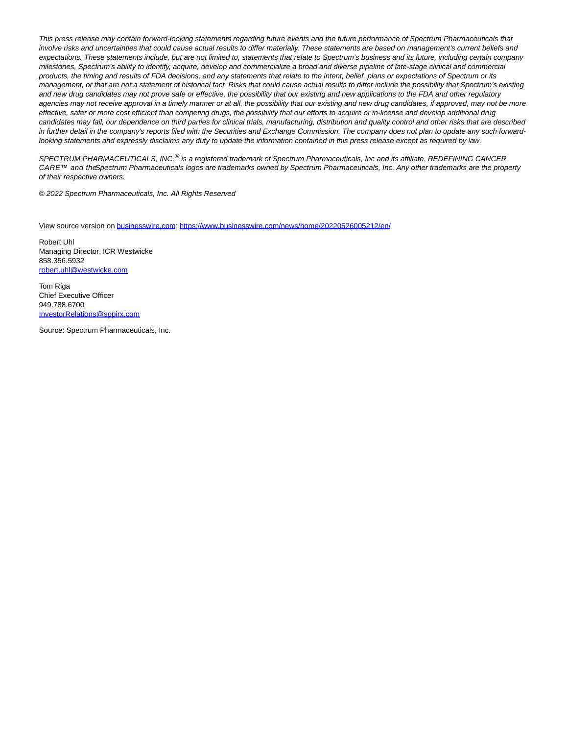*This press release may contain forward-looking statements regarding future events and the future performance of Spectrum Pharmaceuticals that involve risks and uncertainties that could cause actual results to differ materially. These statements are based on management's current beliefs and expectations. These statements include, but are not limited to, statements that relate to Spectrum's business and its future, including certain company milestones, Spectrum's ability to identify, acquire, develop and commercialize a broad and diverse pipeline of late-stage clinical and commercial products, the timing and results of FDA decisions, and any statements that relate to the intent, belief, plans or expectations of Spectrum or its management, or that are not a statement of historical fact. Risks that could cause actual results to differ include the possibility that Spectrum's existing and new drug candidates may not prove safe or effective, the possibility that our existing and new applications to the FDA and other regulatory agencies may not receive approval in a timely manner or at all, the possibility that our existing and new drug candidates, if approved, may not be more effective, safer or more cost efficient than competing drugs, the possibility that our efforts to acquire or in-license and develop additional drug candidates may fail, our dependence on third parties for clinical trials, manufacturing, distribution and quality control and other risks that are described in further detail in the company's reports filed with the Securities and Exchange Commission. The company does not plan to update any such forward-looking statements and expressly disclaims any duty to update the information contained in this press release except as required by law.*

*SPECTRUM PHARMACEUTICALS, INC.® is a registered trademark of Spectrum Pharmaceuticals, Inc and its affiliate. REDEFINING CANCER CARE™ and the Spectrum Pharmaceuticals logos are trademarks owned by Spectrum Pharmaceuticals, Inc. Any other trademarks are the property of their respective owners.*

*© 2022 Spectrum Pharmaceuticals, Inc. All Rights Reserved*

View source version on businesswire.com: https://www.businesswire.com/news/home/20220526005212/en/

Robert Uhl
Managing Director, ICR Westwicke
858.356.5932
robert.uhl@westwicke.com

Tom Riga
Chief Executive Officer
949.788.6700
InvestorRelations@sppirx.com

Source: Spectrum Pharmaceuticals, Inc.